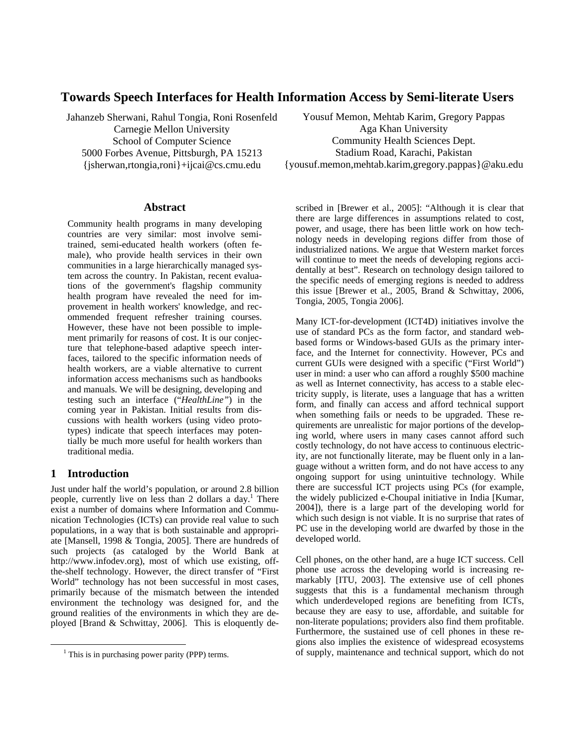# Towards Speech Interfaces for Health Information Access by Semi-literate Users

Jahanzeb Sherwani, Rahul Tongia, Roni Rosenfeld
Carnegie Mellon University
School of Computer Science
5000 Forbes Avenue, Pittsburgh, PA 15213
{jsherwan,rtongia,roni}+ijcai@cs.cmu.edu

Yousuf Memon, Mehtab Karim, Gregory Pappas
Aga Khan University
Community Health Sciences Dept.
Stadium Road, Karachi, Pakistan
{yousuf.memon,mehtab.karim,gregory.pappas}@aku.edu

## Abstract

Community health programs in many developing countries are very similar: most involve semi-trained, semi-educated health workers (often female), who provide health services in their own communities in a large hierarchically managed system across the country. In Pakistan, recent evaluations of the government's flagship community health program have revealed the need for improvement in health workers' knowledge, and recommended frequent refresher training courses. However, these have not been possible to implement primarily for reasons of cost. It is our conjecture that telephone-based adaptive speech interfaces, tailored to the specific information needs of health workers, are a viable alternative to current information access mechanisms such as handbooks and manuals. We will be designing, developing and testing such an interface ("*HealthLine*") in the coming year in Pakistan. Initial results from discussions with health workers (using video prototypes) indicate that speech interfaces may potentially be much more useful for health workers than traditional media.

## 1 Introduction

Just under half the world's population, or around 2.8 billion people, currently live on less than 2 dollars a day.[1] There exist a number of domains where Information and Communication Technologies (ICTs) can provide real value to such populations, in a way that is both sustainable and appropriate [Mansell, 1998 & Tongia, 2005]. There are hundreds of such projects (as cataloged by the World Bank at http://www.infodev.org), most of which use existing, off-the-shelf technology. However, the direct transfer of "First World" technology has not been successful in most cases, primarily because of the mismatch between the intended environment the technology was designed for, and the ground realities of the environments in which they are deployed [Brand & Schwittay, 2006]. This is eloquently described in [Brewer et al., 2005]: "Although it is clear that there are large differences in assumptions related to cost, power, and usage, there has been little work on how technology needs in developing regions differ from those of industrialized nations. We argue that Western market forces will continue to meet the needs of developing regions accidentally at best". Research on technology design tailored to the specific needs of emerging regions is needed to address this issue [Brewer et al., 2005, Brand & Schwittay, 2006, Tongia, 2005, Tongia 2006].

Many ICT-for-development (ICT4D) initiatives involve the use of standard PCs as the form factor, and standard web-based forms or Windows-based GUIs as the primary interface, and the Internet for connectivity. However, PCs and current GUIs were designed with a specific ("First World") user in mind: a user who can afford a roughly $500 machine as well as Internet connectivity, has access to a stable electricity supply, is literate, uses a language that has a written form, and finally can access and afford technical support when something fails or needs to be upgraded. These requirements are unrealistic for major portions of the developing world, where users in many cases cannot afford such costly technology, do not have access to continuous electricity, are not functionally literate, may be fluent only in a language without a written form, and do not have access to any ongoing support for using unintuitive technology. While there are successful ICT projects using PCs (for example, the widely publicized e-Choupal initiative in India [Kumar, 2004]), there is a large part of the developing world for which such design is not viable. It is no surprise that rates of PC use in the developing world are dwarfed by those in the developed world.

Cell phones, on the other hand, are a huge ICT success. Cell phone use across the developing world is increasing remarkably [ITU, 2003]. The extensive use of cell phones suggests that this is a fundamental mechanism through which underdeveloped regions are benefiting from ICTs, because they are easy to use, affordable, and suitable for non-literate populations; providers also find them profitable. Furthermore, the sustained use of cell phones in these regions also implies the existence of widespread ecosystems of supply, maintenance and technical support, which do not

[1] This is in purchasing power parity (PPP) terms.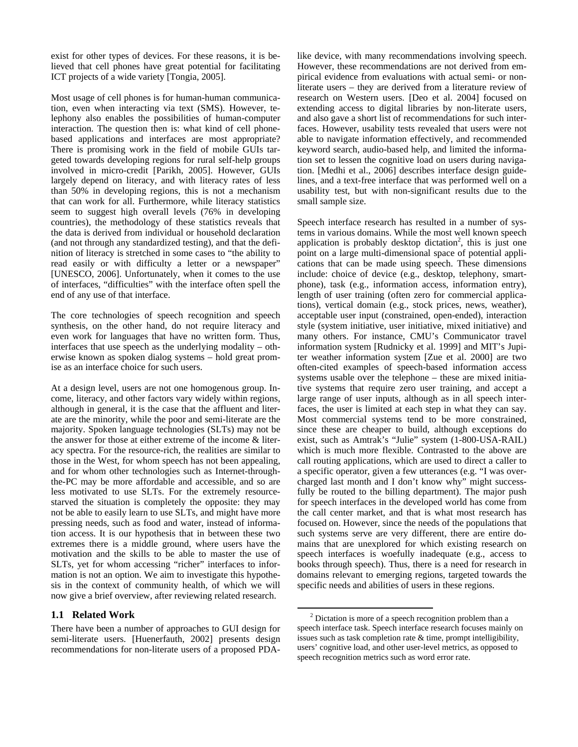exist for other types of devices. For these reasons, it is believed that cell phones have great potential for facilitating ICT projects of a wide variety [Tongia, 2005].

Most usage of cell phones is for human-human communication, even when interacting via text (SMS). However, telephony also enables the possibilities of human-computer interaction. The question then is: what kind of cell phone-based applications and interfaces are most appropriate? There is promising work in the field of mobile GUIs targeted towards developing regions for rural self-help groups involved in micro-credit [Parikh, 2005]. However, GUIs largely depend on literacy, and with literacy rates of less than 50% in developing regions, this is not a mechanism that can work for all. Furthermore, while literacy statistics seem to suggest high overall levels (76% in developing countries), the methodology of these statistics reveals that the data is derived from individual or household declaration (and not through any standardized testing), and that the definition of literacy is stretched in some cases to "the ability to read easily or with difficulty a letter or a newspaper" [UNESCO, 2006]. Unfortunately, when it comes to the use of interfaces, "difficulties" with the interface often spell the end of any use of that interface.

The core technologies of speech recognition and speech synthesis, on the other hand, do not require literacy and even work for languages that have no written form. Thus, interfaces that use speech as the underlying modality – otherwise known as spoken dialog systems – hold great promise as an interface choice for such users.

At a design level, users are not one homogenous group. Income, literacy, and other factors vary widely within regions, although in general, it is the case that the affluent and literate are the minority, while the poor and semi-literate are the majority. Spoken language technologies (SLTs) may not be the answer for those at either extreme of the income & literacy spectra. For the resource-rich, the realities are similar to those in the West, for whom speech has not been appealing, and for whom other technologies such as Internet-through-the-PC may be more affordable and accessible, and so are less motivated to use SLTs. For the extremely resource-starved the situation is completely the opposite: they may not be able to easily learn to use SLTs, and might have more pressing needs, such as food and water, instead of information access. It is our hypothesis that in between these two extremes there is a middle ground, where users have the motivation and the skills to be able to master the use of SLTs, yet for whom accessing "richer" interfaces to information is not an option. We aim to investigate this hypothesis in the context of community health, of which we will now give a brief overview, after reviewing related research.

## 1.1 Related Work

There have been a number of approaches to GUI design for semi-literate users. [Huenerfauth, 2002] presents design recommendations for non-literate users of a proposed PDA-like device, with many recommendations involving speech. However, these recommendations are not derived from empirical evidence from evaluations with actual semi- or non-literate users – they are derived from a literature review of research on Western users. [Deo et al. 2004] focused on extending access to digital libraries by non-literate users, and also gave a short list of recommendations for such interfaces. However, usability tests revealed that users were not able to navigate information effectively, and recommended keyword search, audio-based help, and limited the information set to lessen the cognitive load on users during navigation. [Medhi et al., 2006] describes interface design guidelines, and a text-free interface that was performed well on a usability test, but with non-significant results due to the small sample size.

Speech interface research has resulted in a number of systems in various domains. While the most well known speech application is probably desktop dictation[2], this is just one point on a large multi-dimensional space of potential applications that can be made using speech. These dimensions include: choice of device (e.g., desktop, telephony, smartphone), task (e.g., information access, information entry), length of user training (often zero for commercial applications), vertical domain (e.g., stock prices, news, weather), acceptable user input (constrained, open-ended), interaction style (system initiative, user initiative, mixed initiative) and many others. For instance, CMU's Communicator travel information system [Rudnicky et al. 1999] and MIT's Jupiter weather information system [Zue et al. 2000] are two often-cited examples of speech-based information access systems usable over the telephone – these are mixed initiative systems that require zero user training, and accept a large range of user inputs, although as in all speech interfaces, the user is limited at each step in what they can say. Most commercial systems tend to be more constrained, since these are cheaper to build, although exceptions do exist, such as Amtrak's "Julie" system (1-800-USA-RAIL) which is much more flexible. Contrasted to the above are call routing applications, which are used to direct a caller to a specific operator, given a few utterances (e.g. "I was overcharged last month and I don't know why" might successfully be routed to the billing department). The major push for speech interfaces in the developed world has come from the call center market, and that is what most research has focused on. However, since the needs of the populations that such systems serve are very different, there are entire domains that are unexplored for which existing research on speech interfaces is woefully inadequate (e.g., access to books through speech). Thus, there is a need for research in domains relevant to emerging regions, targeted towards the specific needs and abilities of users in these regions.

[2] Dictation is more of a speech recognition problem than a speech interface task. Speech interface research focuses mainly on issues such as task completion rate & time, prompt intelligibility, users' cognitive load, and other user-level metrics, as opposed to speech recognition metrics such as word error rate.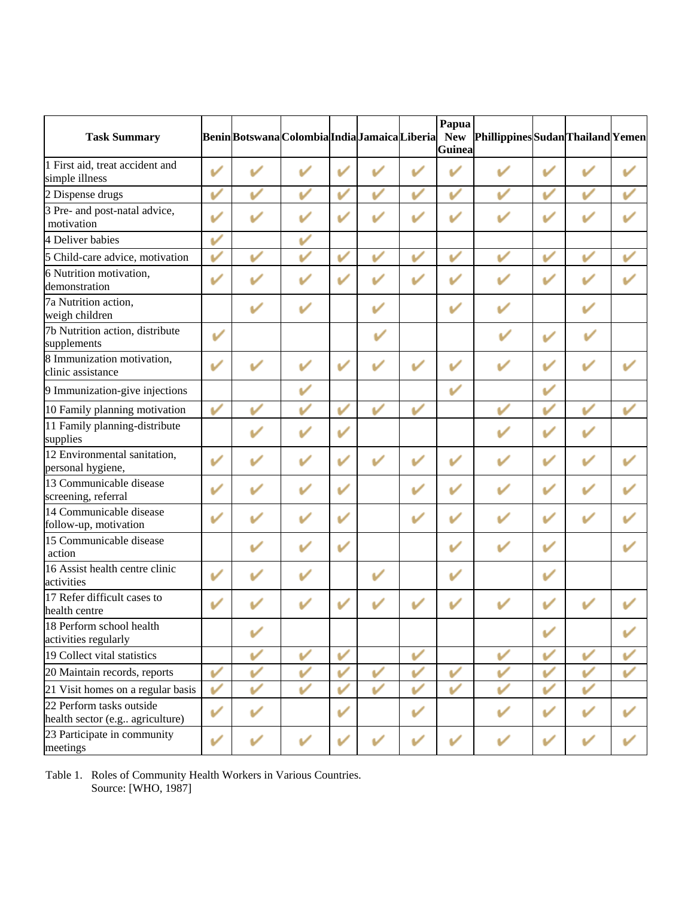| Task Summary | Benin | Botswana | Colombia | India | Jamaica | Liberia | Papua New Guinea | Phillippines | Sudan | Thailand | Yemen |
|---|---|---|---|---|---|---|---|---|---|---|---|
| 1 First aid, treat accident and simple illness | ✔ | ✔ | ✔ | ✔ | ✔ | ✔ | ✔ | ✔ | ✔ | ✔ | ✔ |
| 2 Dispense drugs | ✔ | ✔ | ✔ | ✔ | ✔ | ✔ | ✔ | ✔ | ✔ | ✔ | ✔ |
| 3 Pre- and post-natal advice, motivation | ✔ | ✔ | ✔ | ✔ | ✔ | ✔ | ✔ | ✔ | ✔ | ✔ | ✔ |
| 4 Deliver babies | ✔ | | ✔ | | | | | | | | |
| 5 Child-care advice, motivation | ✔ | ✔ | ✔ | ✔ | ✔ | ✔ | ✔ | ✔ | ✔ | ✔ | ✔ |
| 6 Nutrition motivation, demonstration | ✔ | ✔ | ✔ | ✔ | ✔ | ✔ | ✔ | ✔ | ✔ | ✔ | ✔ |
| 7a Nutrition action, weigh children | | ✔ | ✔ | | ✔ | | ✔ | ✔ | | ✔ | |
| 7b Nutrition action, distribute supplements | ✔ | | | | ✔ | | | ✔ | ✔ | ✔ | |
| 8 Immunization motivation, clinic assistance | ✔ | ✔ | ✔ | ✔ | ✔ | ✔ | ✔ | ✔ | ✔ | ✔ | ✔ |
| 9 Immunization-give injections | | | ✔ | | | | ✔ | | ✔ | | |
| 10 Family planning motivation | ✔ | ✔ | ✔ | ✔ | ✔ | ✔ | | ✔ | ✔ | ✔ | ✔ |
| 11 Family planning-distribute supplies | | ✔ | ✔ | ✔ | | | | ✔ | ✔ | ✔ | |
| 12 Environmental sanitation, personal hygiene, | ✔ | ✔ | ✔ | ✔ | ✔ | ✔ | ✔ | ✔ | ✔ | ✔ | ✔ |
| 13 Communicable disease screening, referral | ✔ | ✔ | ✔ | ✔ | | ✔ | ✔ | ✔ | ✔ | ✔ | ✔ |
| 14 Communicable disease follow-up, motivation | ✔ | ✔ | ✔ | ✔ | | ✔ | ✔ | ✔ | ✔ | ✔ | ✔ |
| 15 Communicable disease action | | ✔ | ✔ | ✔ | | | ✔ | ✔ | ✔ | | ✔ |
| 16 Assist health centre clinic activities | ✔ | ✔ | ✔ | | ✔ | | ✔ | | ✔ | | |
| 17 Refer difficult cases to health centre | ✔ | ✔ | ✔ | ✔ | ✔ | ✔ | ✔ | ✔ | ✔ | ✔ | ✔ |
| 18 Perform school health activities regularly | | ✔ | | | | | | | ✔ | | ✔ |
| 19 Collect vital statistics | | ✔ | ✔ | ✔ | | ✔ | | ✔ | ✔ | ✔ | ✔ |
| 20 Maintain records, reports | ✔ | ✔ | ✔ | ✔ | ✔ | ✔ | ✔ | ✔ | ✔ | ✔ | ✔ |
| 21 Visit homes on a regular basis | ✔ | ✔ | ✔ | ✔ | ✔ | ✔ | ✔ | ✔ | ✔ | ✔ | |
| 22 Perform tasks outside health sector (e.g.. agriculture) | ✔ | ✔ | | ✔ | | ✔ | | ✔ | ✔ | ✔ | ✔ |
| 23 Participate in community meetings | ✔ | ✔ | ✔ | ✔ | ✔ | ✔ | ✔ | ✔ | ✔ | ✔ | ✔ |

Table 1. Roles of Community Health Workers in Various Countries.
Source: [WHO, 1987]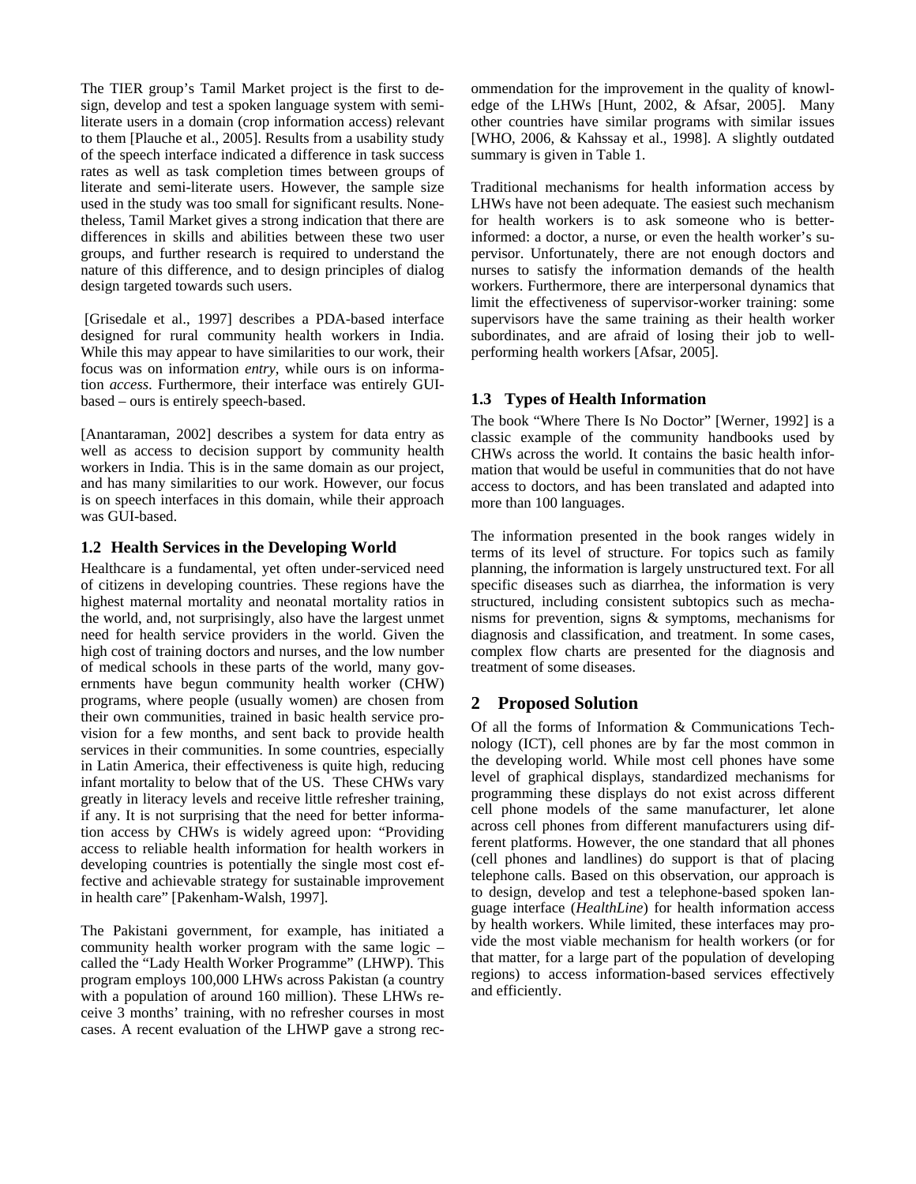The TIER group's Tamil Market project is the first to design, develop and test a spoken language system with semi-literate users in a domain (crop information access) relevant to them [Plauche et al., 2005]. Results from a usability study of the speech interface indicated a difference in task success rates as well as task completion times between groups of literate and semi-literate users. However, the sample size used in the study was too small for significant results. Nonetheless, Tamil Market gives a strong indication that there are differences in skills and abilities between these two user groups, and further research is required to understand the nature of this difference, and to design principles of dialog design targeted towards such users.

[Grisedale et al., 1997] describes a PDA-based interface designed for rural community health workers in India. While this may appear to have similarities to our work, their focus was on information *entry*, while ours is on information *access*. Furthermore, their interface was entirely GUI-based – ours is entirely speech-based.

[Anantaraman, 2002] describes a system for data entry as well as access to decision support by community health workers in India. This is in the same domain as our project, and has many similarities to our work. However, our focus is on speech interfaces in this domain, while their approach was GUI-based.

### 1.2 Health Services in the Developing World

Healthcare is a fundamental, yet often under-serviced need of citizens in developing countries. These regions have the highest maternal mortality and neonatal mortality ratios in the world, and, not surprisingly, also have the largest unmet need for health service providers in the world. Given the high cost of training doctors and nurses, and the low number of medical schools in these parts of the world, many governments have begun community health worker (CHW) programs, where people (usually women) are chosen from their own communities, trained in basic health service provision for a few months, and sent back to provide health services in their communities. In some countries, especially in Latin America, their effectiveness is quite high, reducing infant mortality to below that of the US. These CHWs vary greatly in literacy levels and receive little refresher training, if any. It is not surprising that the need for better information access by CHWs is widely agreed upon: "Providing access to reliable health information for health workers in developing countries is potentially the single most cost effective and achievable strategy for sustainable improvement in health care" [Pakenham-Walsh, 1997].

The Pakistani government, for example, has initiated a community health worker program with the same logic – called the "Lady Health Worker Programme" (LHWP). This program employs 100,000 LHWs across Pakistan (a country with a population of around 160 million). These LHWs receive 3 months' training, with no refresher courses in most cases. A recent evaluation of the LHWP gave a strong recommendation for the improvement in the quality of knowledge of the LHWs [Hunt, 2002, & Afsar, 2005]. Many other countries have similar programs with similar issues [WHO, 2006, & Kahssay et al., 1998]. A slightly outdated summary is given in Table 1.

Traditional mechanisms for health information access by LHWs have not been adequate. The easiest such mechanism for health workers is to ask someone who is better-informed: a doctor, a nurse, or even the health worker's supervisor. Unfortunately, there are not enough doctors and nurses to satisfy the information demands of the health workers. Furthermore, there are interpersonal dynamics that limit the effectiveness of supervisor-worker training: some supervisors have the same training as their health worker subordinates, and are afraid of losing their job to well-performing health workers [Afsar, 2005].

### 1.3 Types of Health Information

The book "Where There Is No Doctor" [Werner, 1992] is a classic example of the community handbooks used by CHWs across the world. It contains the basic health information that would be useful in communities that do not have access to doctors, and has been translated and adapted into more than 100 languages.

The information presented in the book ranges widely in terms of its level of structure. For topics such as family planning, the information is largely unstructured text. For all specific diseases such as diarrhea, the information is very structured, including consistent subtopics such as mechanisms for prevention, signs & symptoms, mechanisms for diagnosis and classification, and treatment. In some cases, complex flow charts are presented for the diagnosis and treatment of some diseases.

## 2 Proposed Solution

Of all the forms of Information & Communications Technology (ICT), cell phones are by far the most common in the developing world. While most cell phones have some level of graphical displays, standardized mechanisms for programming these displays do not exist across different cell phone models of the same manufacturer, let alone across cell phones from different manufacturers using different platforms. However, the one standard that all phones (cell phones and landlines) do support is that of placing telephone calls. Based on this observation, our approach is to design, develop and test a telephone-based spoken language interface (*HealthLine*) for health information access by health workers. While limited, these interfaces may provide the most viable mechanism for health workers (or for that matter, for a large part of the population of developing regions) to access information-based services effectively and efficiently.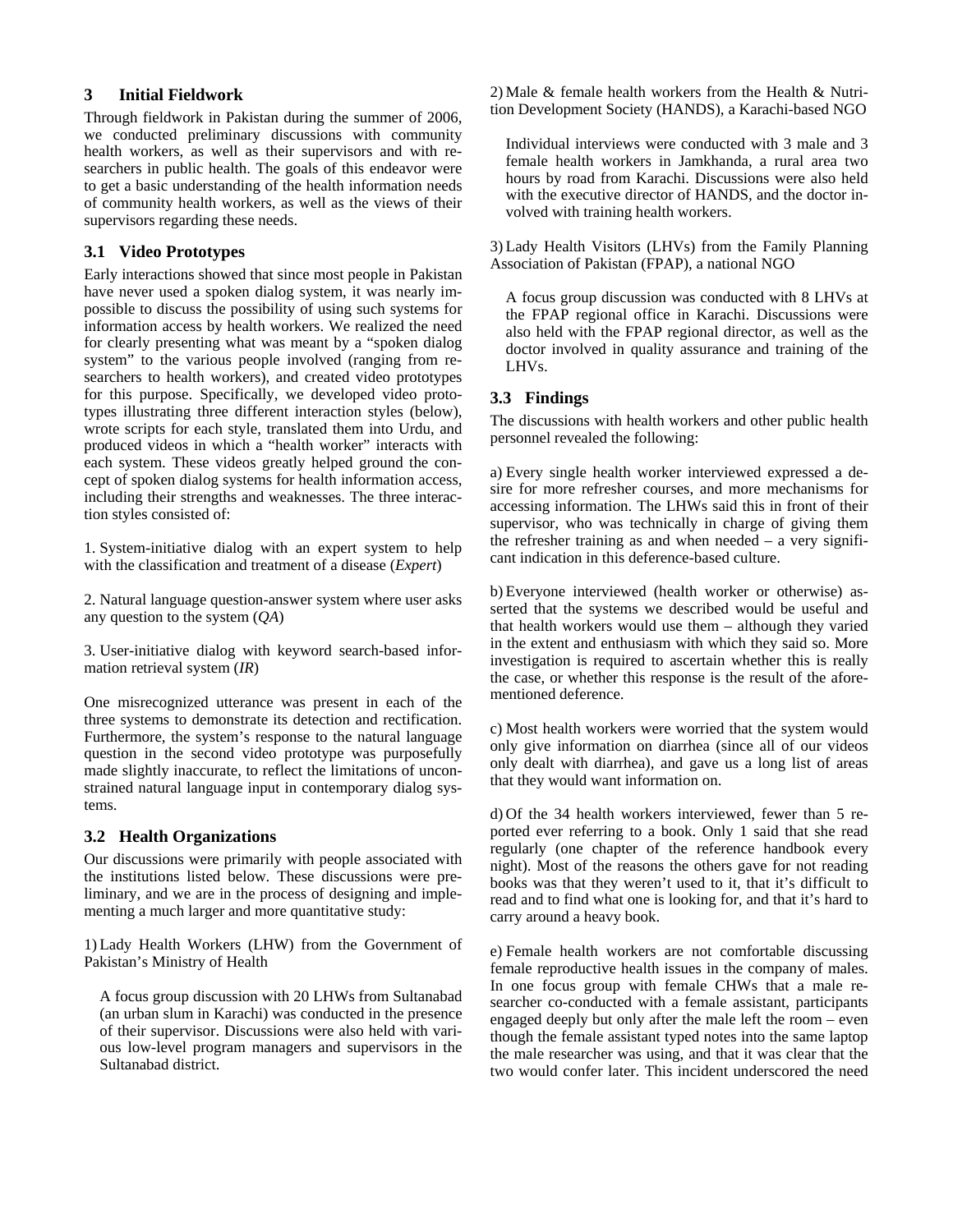## 3 Initial Fieldwork

Through fieldwork in Pakistan during the summer of 2006, we conducted preliminary discussions with community health workers, as well as their supervisors and with researchers in public health. The goals of this endeavor were to get a basic understanding of the health information needs of community health workers, as well as the views of their supervisors regarding these needs.

### 3.1 Video Prototypes

Early interactions showed that since most people in Pakistan have never used a spoken dialog system, it was nearly impossible to discuss the possibility of using such systems for information access by health workers. We realized the need for clearly presenting what was meant by a "spoken dialog system" to the various people involved (ranging from researchers to health workers), and created video prototypes for this purpose. Specifically, we developed video prototypes illustrating three different interaction styles (below), wrote scripts for each style, translated them into Urdu, and produced videos in which a "health worker" interacts with each system. These videos greatly helped ground the concept of spoken dialog systems for health information access, including their strengths and weaknesses. The three interaction styles consisted of:

1. System-initiative dialog with an expert system to help with the classification and treatment of a disease (*Expert*)

2. Natural language question-answer system where user asks any question to the system (*QA*)

3. User-initiative dialog with keyword search-based information retrieval system (*IR*)

One misrecognized utterance was present in each of the three systems to demonstrate its detection and rectification. Furthermore, the system's response to the natural language question in the second video prototype was purposefully made slightly inaccurate, to reflect the limitations of unconstrained natural language input in contemporary dialog systems.

### 3.2 Health Organizations

Our discussions were primarily with people associated with the institutions listed below. These discussions were preliminary, and we are in the process of designing and implementing a much larger and more quantitative study:

1) Lady Health Workers (LHW) from the Government of Pakistan's Ministry of Health

> A focus group discussion with 20 LHWs from Sultanabad (an urban slum in Karachi) was conducted in the presence of their supervisor. Discussions were also held with various low-level program managers and supervisors in the Sultanabad district.

2) Male & female health workers from the Health & Nutrition Development Society (HANDS), a Karachi-based NGO

> Individual interviews were conducted with 3 male and 3 female health workers in Jamkhanda, a rural area two hours by road from Karachi. Discussions were also held with the executive director of HANDS, and the doctor involved with training health workers.

3) Lady Health Visitors (LHVs) from the Family Planning Association of Pakistan (FPAP), a national NGO

> A focus group discussion was conducted with 8 LHVs at the FPAP regional office in Karachi. Discussions were also held with the FPAP regional director, as well as the doctor involved in quality assurance and training of the LHVs.

### 3.3 Findings

The discussions with health workers and other public health personnel revealed the following:

a) Every single health worker interviewed expressed a desire for more refresher courses, and more mechanisms for accessing information. The LHWs said this in front of their supervisor, who was technically in charge of giving them the refresher training as and when needed – a very significant indication in this deference-based culture.

b) Everyone interviewed (health worker or otherwise) asserted that the systems we described would be useful and that health workers would use them – although they varied in the extent and enthusiasm with which they said so. More investigation is required to ascertain whether this is really the case, or whether this response is the result of the aforementioned deference.

c) Most health workers were worried that the system would only give information on diarrhea (since all of our videos only dealt with diarrhea), and gave us a long list of areas that they would want information on.

d) Of the 34 health workers interviewed, fewer than 5 reported ever referring to a book. Only 1 said that she read regularly (one chapter of the reference handbook every night). Most of the reasons the others gave for not reading books was that they weren't used to it, that it's difficult to read and to find what one is looking for, and that it's hard to carry around a heavy book.

e) Female health workers are not comfortable discussing female reproductive health issues in the company of males. In one focus group with female CHWs that a male researcher co-conducted with a female assistant, participants engaged deeply but only after the male left the room – even though the female assistant typed notes into the same laptop the male researcher was using, and that it was clear that the two would confer later. This incident underscored the need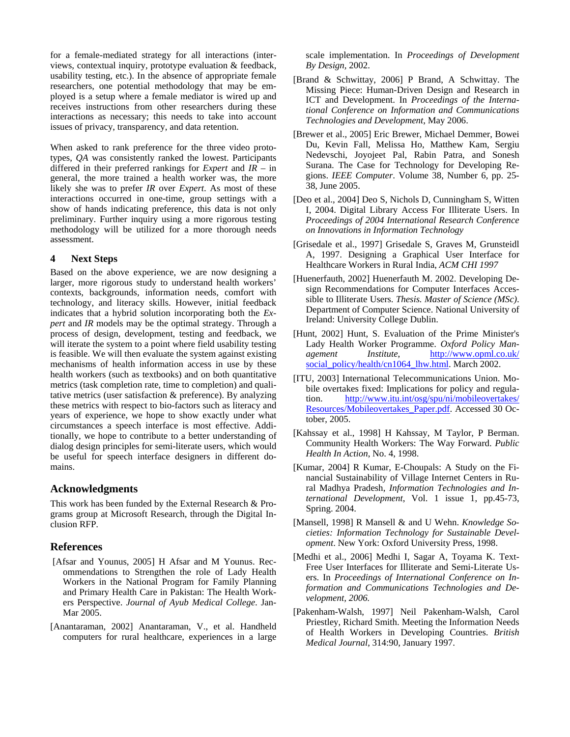for a female-mediated strategy for all interactions (interviews, contextual inquiry, prototype evaluation & feedback, usability testing, etc.). In the absence of appropriate female researchers, one potential methodology that may be employed is a setup where a female mediator is wired up and receives instructions from other researchers during these interactions as necessary; this needs to take into account issues of privacy, transparency, and data retention.

When asked to rank preference for the three video prototypes, *QA* was consistently ranked the lowest. Participants differed in their preferred rankings for *Expert* and *IR* – in general, the more trained a health worker was, the more likely she was to prefer *IR* over *Expert*. As most of these interactions occurred in one-time, group settings with a show of hands indicating preference, this data is not only preliminary. Further inquiry using a more rigorous testing methodology will be utilized for a more thorough needs assessment.

## 4 Next Steps

Based on the above experience, we are now designing a larger, more rigorous study to understand health workers' contexts, backgrounds, information needs, comfort with technology, and literacy skills. However, initial feedback indicates that a hybrid solution incorporating both the *Expert* and *IR* models may be the optimal strategy. Through a process of design, development, testing and feedback, we will iterate the system to a point where field usability testing is feasible. We will then evaluate the system against existing mechanisms of health information access in use by these health workers (such as textbooks) and on both quantitative metrics (task completion rate, time to completion) and qualitative metrics (user satisfaction & preference). By analyzing these metrics with respect to bio-factors such as literacy and years of experience, we hope to show exactly under what circumstances a speech interface is most effective. Additionally, we hope to contribute to a better understanding of dialog design principles for semi-literate users, which would be useful for speech interface designers in different domains.

## Acknowledgments

This work has been funded by the External Research & Programs group at Microsoft Research, through the Digital Inclusion RFP.

## References

[Afsar and Younus, 2005] H Afsar and M Younus. Recommendations to Strengthen the role of Lady Health Workers in the National Program for Family Planning and Primary Health Care in Pakistan: The Health Workers Perspective. *Journal of Ayub Medical College*. Jan-Mar 2005.

[Anantaraman, 2002] Anantaraman, V., et al. Handheld computers for rural healthcare, experiences in a large scale implementation. In *Proceedings of Development By Design*, 2002.

[Brand & Schwittay, 2006] P Brand, A Schwittay. The Missing Piece: Human-Driven Design and Research in ICT and Development. In *Proceedings of the International Conference on Information and Communications Technologies and Development*, May 2006.

[Brewer et al., 2005] Eric Brewer, Michael Demmer, Bowei Du, Kevin Fall, Melissa Ho, Matthew Kam, Sergiu Nedevschi, Joyojeet Pal, Rabin Patra, and Sonesh Surana. The Case for Technology for Developing Regions. *IEEE Computer*. Volume 38, Number 6, pp. 25-38, June 2005.

[Deo et al., 2004] Deo S, Nichols D, Cunningham S, Witten I, 2004. Digital Library Access For Illiterate Users. In *Proceedings of 2004 International Research Conference on Innovations in Information Technology*

[Grisedale et al., 1997] Grisedale S, Graves M, Grunsteidl A, 1997. Designing a Graphical User Interface for Healthcare Workers in Rural India, *ACM CHI 1997*

[Huenerfauth, 2002] Huenerfauth M. 2002. Developing Design Recommendations for Computer Interfaces Accessible to Illiterate Users. *Thesis. Master of Science (MSc)*. Department of Computer Science. National University of Ireland: University College Dublin.

[Hunt, 2002] Hunt, S. Evaluation of the Prime Minister's Lady Health Worker Programme. *Oxford Policy Management Institute*, http://www.opml.co.uk/social_policy/health/cn1064_lhw.html. March 2002.

[ITU, 2003] International Telecommunications Union. Mobile overtakes fixed: Implications for policy and regulation. http://www.itu.int/osg/spu/ni/mobileovertakes/Resources/Mobileovertakes_Paper.pdf. Accessed 30 October, 2005.

[Kahssay et al., 1998] H Kahssay, M Taylor, P Berman. Community Health Workers: The Way Forward. *Public Health In Action*, No. 4, 1998.

[Kumar, 2004] R Kumar, E-Choupals: A Study on the Financial Sustainability of Village Internet Centers in Rural Madhya Pradesh, *Information Technologies and International Development*, Vol. 1 issue 1, pp.45-73, Spring. 2004.

[Mansell, 1998] R Mansell & and U Wehn. *Knowledge Societies: Information Technology for Sustainable Development*. New York: Oxford University Press, 1998.

[Medhi et al., 2006] Medhi I, Sagar A, Toyama K. Text-Free User Interfaces for Illiterate and Semi-Literate Users. In *Proceedings of International Conference on Information and Communications Technologies and Development, 2006.*

[Pakenham-Walsh, 1997] Neil Pakenham-Walsh, Carol Priestley, Richard Smith. Meeting the Information Needs of Health Workers in Developing Countries. *British Medical Journal*, 314:90, January 1997.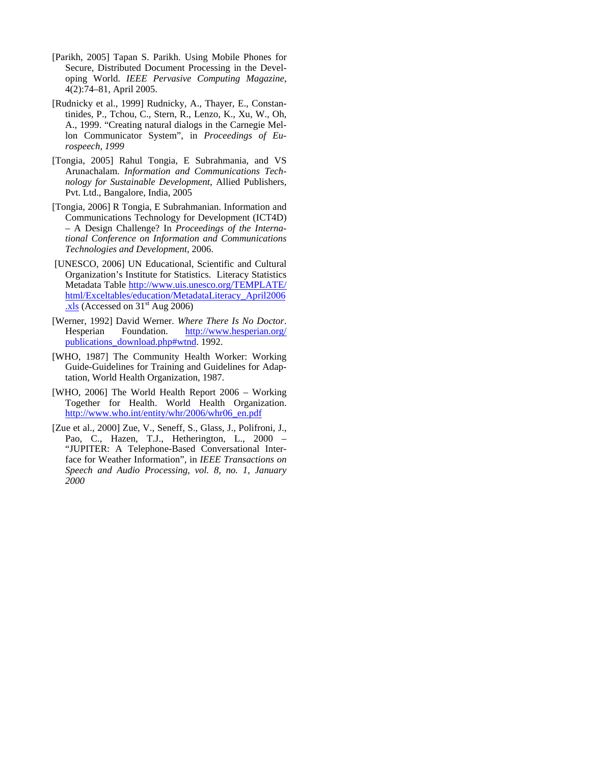[Parikh, 2005] Tapan S. Parikh. Using Mobile Phones for Secure, Distributed Document Processing in the Developing World. *IEEE Pervasive Computing Magazine*, 4(2):74–81, April 2005.

[Rudnicky et al., 1999] Rudnicky, A., Thayer, E., Constantinides, P., Tchou, C., Stern, R., Lenzo, K., Xu, W., Oh, A., 1999. "Creating natural dialogs in the Carnegie Mellon Communicator System", in *Proceedings of Eurospeech, 1999*

[Tongia, 2005] Rahul Tongia, E Subrahmania, and VS Arunachalam. *Information and Communications Technology for Sustainable Development*, Allied Publishers, Pvt. Ltd., Bangalore, India, 2005

[Tongia, 2006] R Tongia, E Subrahmanian. Information and Communications Technology for Development (ICT4D) – A Design Challenge? In *Proceedings of the International Conference on Information and Communications Technologies and Development*, 2006.

[UNESCO, 2006] UN Educational, Scientific and Cultural Organization's Institute for Statistics. Literacy Statistics Metadata Table http://www.uis.unesco.org/TEMPLATE/html/Exceltables/education/MetadataLiteracy_April2006.xls (Accessed on 31st Aug 2006)

[Werner, 1992] David Werner. *Where There Is No Doctor*. Hesperian Foundation. http://www.hesperian.org/publications_download.php#wtnd. 1992.

[WHO, 1987] The Community Health Worker: Working Guide-Guidelines for Training and Guidelines for Adaptation, World Health Organization, 1987.

[WHO, 2006] The World Health Report 2006 – Working Together for Health. World Health Organization. http://www.who.int/entity/whr/2006/whr06_en.pdf

[Zue et al., 2000] Zue, V., Seneff, S., Glass, J., Polifroni, J., Pao, C., Hazen, T.J., Hetherington, L., 2000 – "JUPITER: A Telephone-Based Conversational Interface for Weather Information", in *IEEE Transactions on Speech and Audio Processing, vol. 8, no. 1, January 2000*